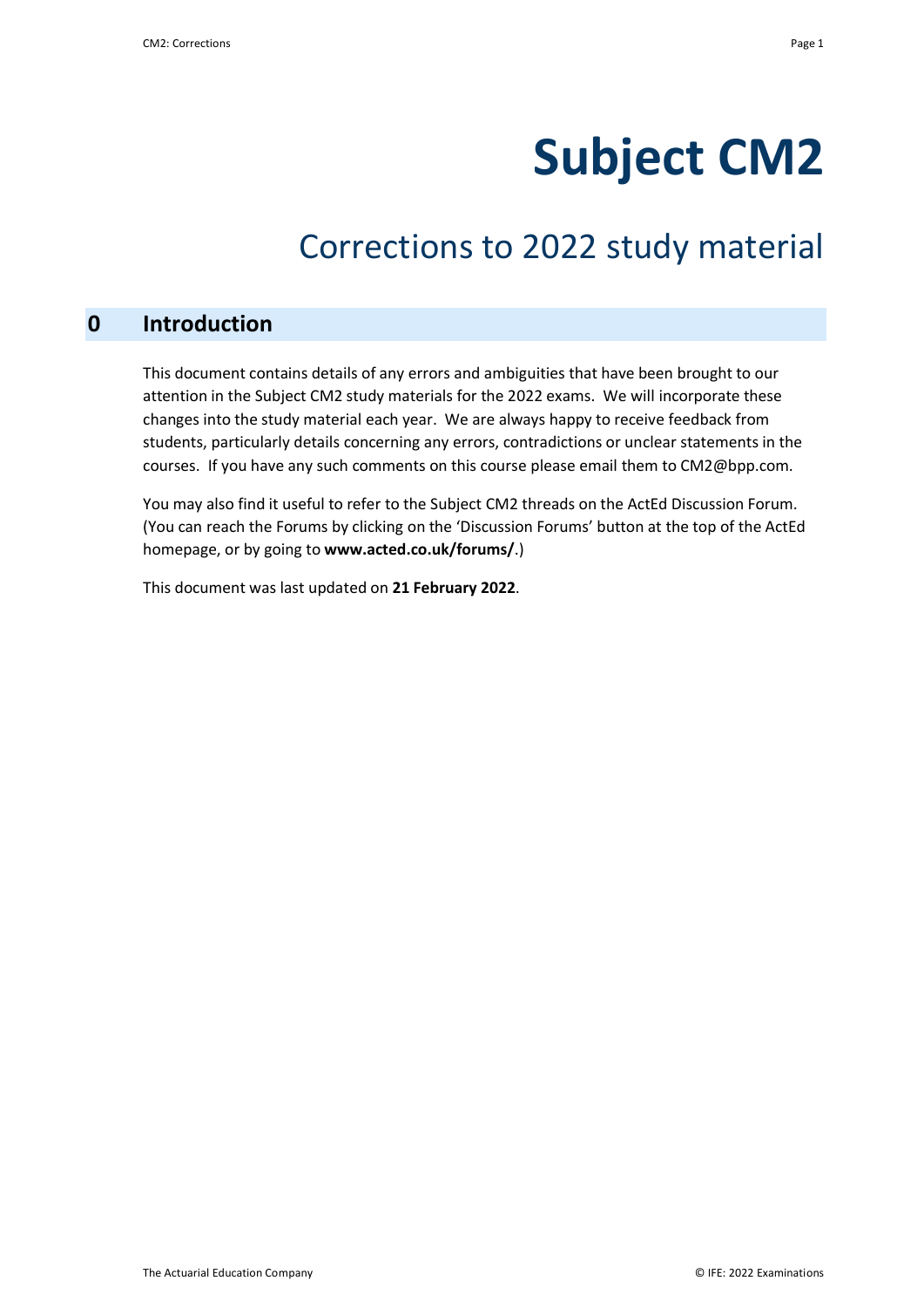# Subject CM2

## Corrections to 2022 study material

## 0 Introduction

This document contains details of any errors and ambiguities that have been brought to our attention in the Subject CM2 study materials for the 2022 exams. We will incorporate these changes into the study material each year. We are always happy to receive feedback from students, particularly details concerning any errors, contradictions or unclear statements in the courses. If you have any such comments on this course please email them to CM2@bpp.com.

You may also find it useful to refer to the Subject CM2 threads on the ActEd Discussion Forum. (You can reach the Forums by clicking on the 'Discussion Forums' button at the top of the ActEd homepage, or by going to **www.acted.co.uk/forums/**.)

This document was last updated on **21 February 2022**.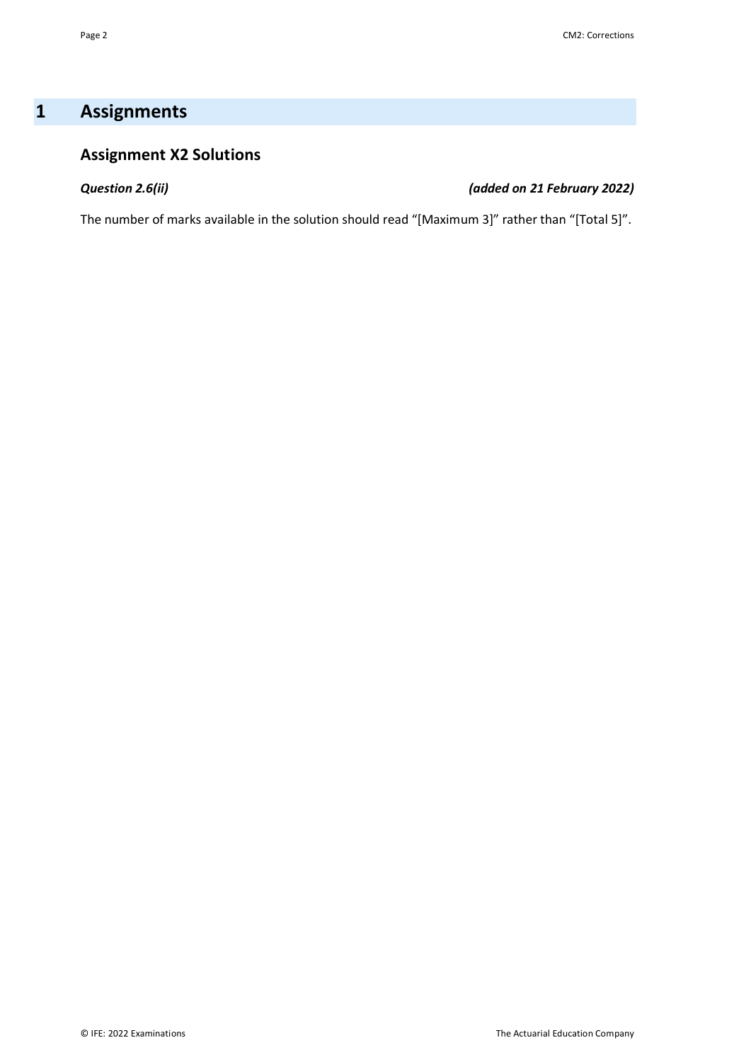# 1 Assignments

## Assignment X2 Solutions

***Question 2.6(ii)*** ***(added on 21 February 2022)***

The number of marks available in the solution should read "[Maximum 3]" rather than "[Total 5]".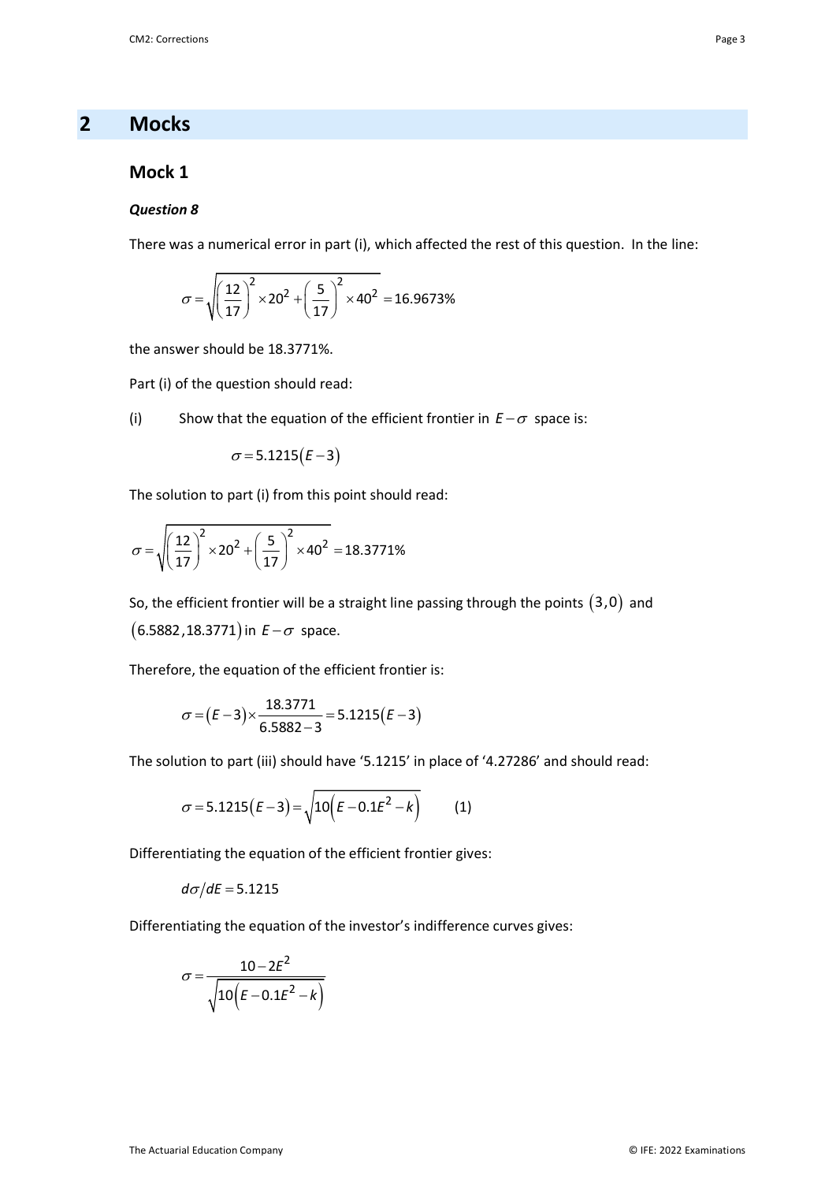## 2 Mocks

### Mock 1

#### *Question 8*

There was a numerical error in part (i), which affected the rest of this question. In the line:

$$\sigma = \sqrt{\left(\frac{12}{17}\right)^2 \times 20^2 + \left(\frac{5}{17}\right)^2 \times 40^2} = 16.9673\%$$

the answer should be 18.3771%.

Part (i) of the question should read:

(i) Show that the equation of the efficient frontier in $E - \sigma$ space is:

$$\sigma = 5.1215(E-3)$$

The solution to part (i) from this point should read:

$$\sigma = \sqrt{\left(\frac{12}{17}\right)^2 \times 20^2 + \left(\frac{5}{17}\right)^2 \times 40^2} = 18.3771\%$$

So, the efficient frontier will be a straight line passing through the points $(3,0)$ and $(6.5882, 18.3771)$ in $E - \sigma$ space.

Therefore, the equation of the efficient frontier is:

$$\sigma = (E-3) \times \frac{18.3771}{6.5882 - 3} = 5.1215(E-3)$$

The solution to part (iii) should have '5.1215' in place of '4.27286' and should read:

$$\sigma = 5.1215(E-3) = \sqrt{10\left(E - 0.1E^2 - k\right)} \qquad (1)$$

Differentiating the equation of the efficient frontier gives:

$$d\sigma/dE = 5.1215$$

Differentiating the equation of the investor's indifference curves gives:

$$\sigma = \frac{10 - 2E^2}{\sqrt{10\left(E - 0.1E^2 - k\right)}}$$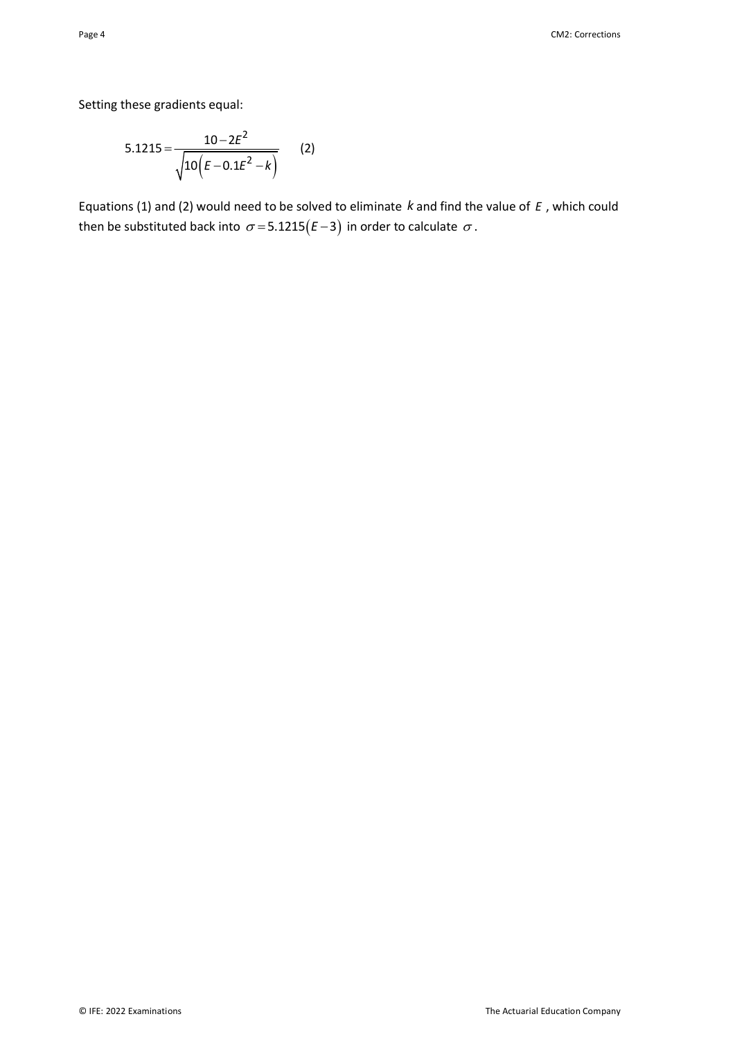Setting these gradients equal:

$$5.1215 = \frac{10 - 2E^2}{\sqrt{10\left(E - 0.1E^2 - k\right)}} \qquad (2)$$

Equations (1) and (2) would need to be solved to eliminate $k$ and find the value of $E$, which could then be substituted back into $\sigma = 5.1215(E - 3)$ in order to calculate $\sigma$.